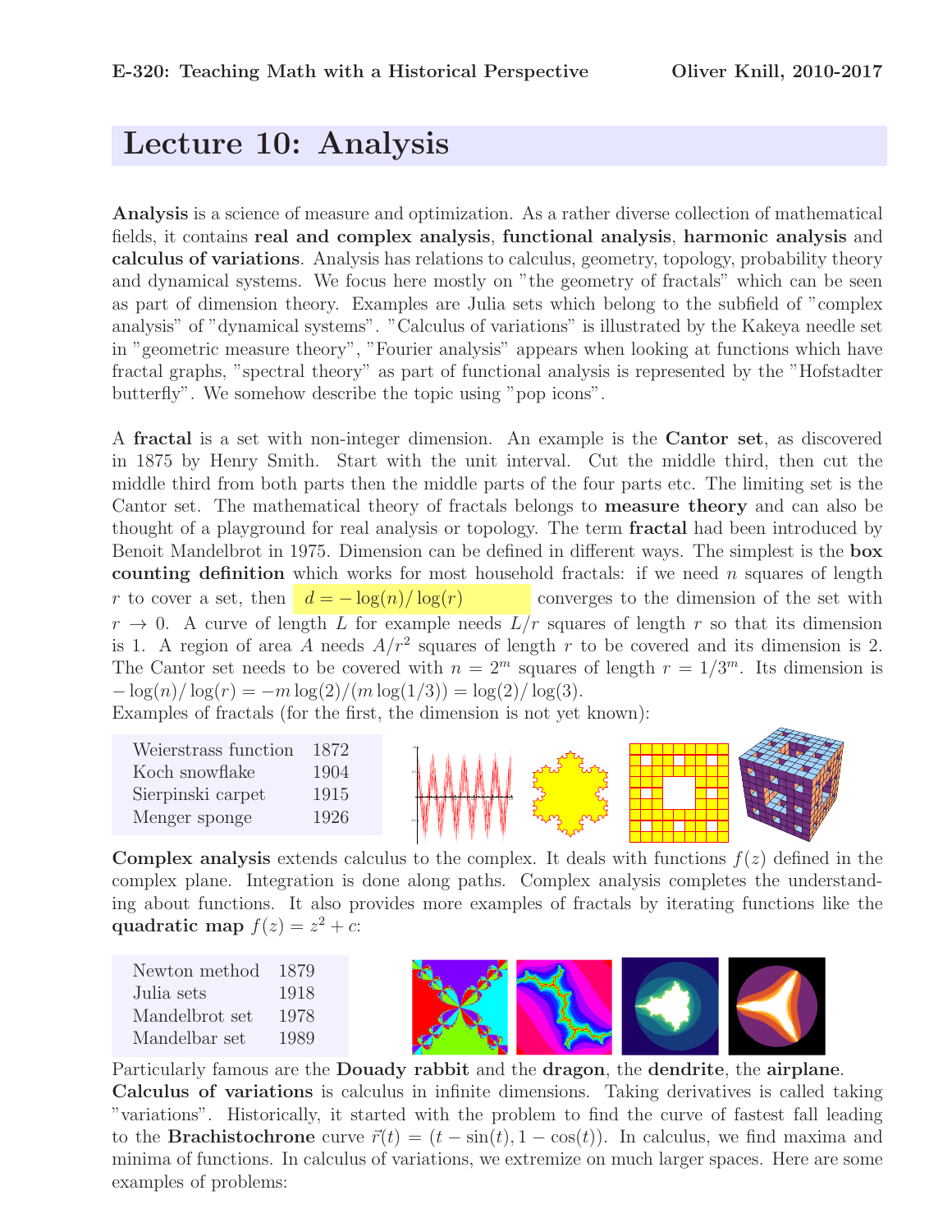# Lecture 10: Analysis

**Analysis** is a science of measure and optimization. As a rather diverse collection of mathematical fields, it contains **real and complex analysis**, **functional analysis**, **harmonic analysis** and **calculus of variations**. Analysis has relations to calculus, geometry, topology, probability theory and dynamical systems. We focus here mostly on "the geometry of fractals" which can be seen as part of dimension theory. Examples are Julia sets which belong to the subfield of "complex analysis" of "dynamical systems". "Calculus of variations" is illustrated by the Kakeya needle set in "geometric measure theory", "Fourier analysis" appears when looking at functions which have fractal graphs, "spectral theory" as part of functional analysis is represented by the "Hofstadter butterfly". We somehow describe the topic using "pop icons".

A **fractal** is a set with non-integer dimension. An example is the **Cantor set**, as discovered in 1875 by Henry Smith. Start with the unit interval. Cut the middle third, then cut the middle third from both parts then the middle parts of the four parts etc. The limiting set is the Cantor set. The mathematical theory of fractals belongs to **measure theory** and can also be thought of a playground for real analysis or topology. The term **fractal** had been introduced by Benoit Mandelbrot in 1975. Dimension can be defined in different ways. The simplest is the **box counting definition** which works for most household fractals: if we need $n$ squares of length $r$ to cover a set, then $d = -\log(n)/\log(r)$ converges to the dimension of the set with $r \to 0$. A curve of length $L$ for example needs $L/r$ squares of length $r$ so that its dimension is 1. A region of area $A$ needs $A/r^2$ squares of length $r$ to be covered and its dimension is 2. The Cantor set needs to be covered with $n = 2^m$ squares of length $r = 1/3^m$. Its dimension is $-\log(n)/\log(r) = -m\log(2)/(m\log(1/3)) = \log(2)/\log(3)$.

Examples of fractals (for the first, the dimension is not yet known):

| | |
|---|---|
| Weierstrass function | 1872 |
| Koch snowflake | 1904 |
| Sierpinski carpet | 1915 |
| Menger sponge | 1926 |

**Complex analysis** extends calculus to the complex. It deals with functions $f(z)$ defined in the complex plane. Integration is done along paths. Complex analysis completes the understanding about functions. It also provides more examples of fractals by iterating functions like the **quadratic map** $f(z) = z^2 + c$:

| | |
|---|---|
| Newton method | 1879 |
| Julia sets | 1918 |
| Mandelbrot set | 1978 |
| Mandelbar set | 1989 |

Particularly famous are the **Douady rabbit** and the **dragon**, the **dendrite**, the **airplane**.

**Calculus of variations** is calculus in infinite dimensions. Taking derivatives is called taking "variations". Historically, it started with the problem to find the curve of fastest fall leading to the **Brachistochrone** curve $\vec{r}(t) = (t - \sin(t), 1 - \cos(t))$. In calculus, we find maxima and minima of functions. In calculus of variations, we extremize on much larger spaces. Here are some examples of problems: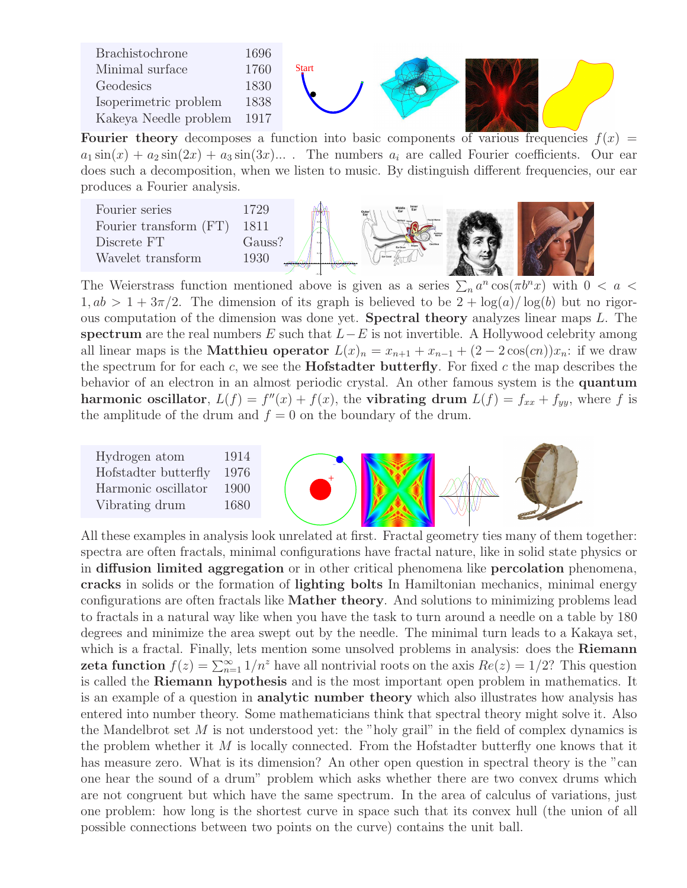| | |
|---|---|
| Brachistochrone | 1696 |
| Minimal surface | 1760 |
| Geodesics | 1830 |
| Isoperimetric problem | 1838 |
| Kakeya Needle problem | 1917 |

**Fourier theory** decomposes a function into basic components of various frequencies $f(x) = a_1 \sin(x) + a_2 \sin(2x) + a_3 \sin(3x)...$ . The numbers $a_i$ are called Fourier coefficients. Our ear does such a decomposition, when we listen to music. By distinguish different frequencies, our ear produces a Fourier analysis.

| | |
|---|---|
| Fourier series | 1729 |
| Fourier transform (FT) | 1811 |
| Discrete FT | Gauss? |
| Wavelet transform | 1930 |

The Weierstrass function mentioned above is given as a series $\sum_n a^n \cos(\pi b^n x)$ with $0 < a < 1, ab > 1 + 3\pi/2$. The dimension of its graph is believed to be $2 + \log(a)/\log(b)$ but no rigorous computation of the dimension was done yet. **Spectral theory** analyzes linear maps $L$. The **spectrum** are the real numbers $E$ such that $L - E$ is not invertible. A Hollywood celebrity among all linear maps is the **Matthieu operator** $L(x)_n = x_{n+1} + x_{n-1} + (2 - 2\cos(cn))x_n$: if we draw the spectrum for for each $c$, we see the **Hofstadter butterfly**. For fixed $c$ the map describes the behavior of an electron in an almost periodic crystal. An other famous system is the **quantum harmonic oscillator**, $L(f) = f''(x) + f(x)$, the **vibrating drum** $L(f) = f_{xx} + f_{yy}$, where $f$ is the amplitude of the drum and $f = 0$ on the boundary of the drum.

| | |
|---|---|
| Hydrogen atom | 1914 |
| Hofstadter butterfly | 1976 |
| Harmonic oscillator | 1900 |
| Vibrating drum | 1680 |

All these examples in analysis look unrelated at first. Fractal geometry ties many of them together: spectra are often fractals, minimal configurations have fractal nature, like in solid state physics or in **diffusion limited aggregation** or in other critical phenomena like **percolation** phenomena, **cracks** in solids or the formation of **lighting bolts** In Hamiltonian mechanics, minimal energy configurations are often fractals like **Mather theory**. And solutions to minimizing problems lead to fractals in a natural way like when you have the task to turn around a needle on a table by 180 degrees and minimize the area swept out by the needle. The minimal turn leads to a Kakaya set, which is a fractal. Finally, lets mention some unsolved problems in analysis: does the **Riemann zeta function** $f(z) = \sum_{n=1}^{\infty} 1/n^z$ have all nontrivial roots on the axis $Re(z) = 1/2$? This question is called the **Riemann hypothesis** and is the most important open problem in mathematics. It is an example of a question in **analytic number theory** which also illustrates how analysis has entered into number theory. Some mathematicians think that spectral theory might solve it. Also the Mandelbrot set $M$ is not understood yet: the "holy grail" in the field of complex dynamics is the problem whether it $M$ is locally connected. From the Hofstadter butterfly one knows that it has measure zero. What is its dimension? An other open question in spectral theory is the "can one hear the sound of a drum" problem which asks whether there are two convex drums which are not congruent but which have the same spectrum. In the area of calculus of variations, just one problem: how long is the shortest curve in space such that its convex hull (the union of all possible connections between two points on the curve) contains the unit ball.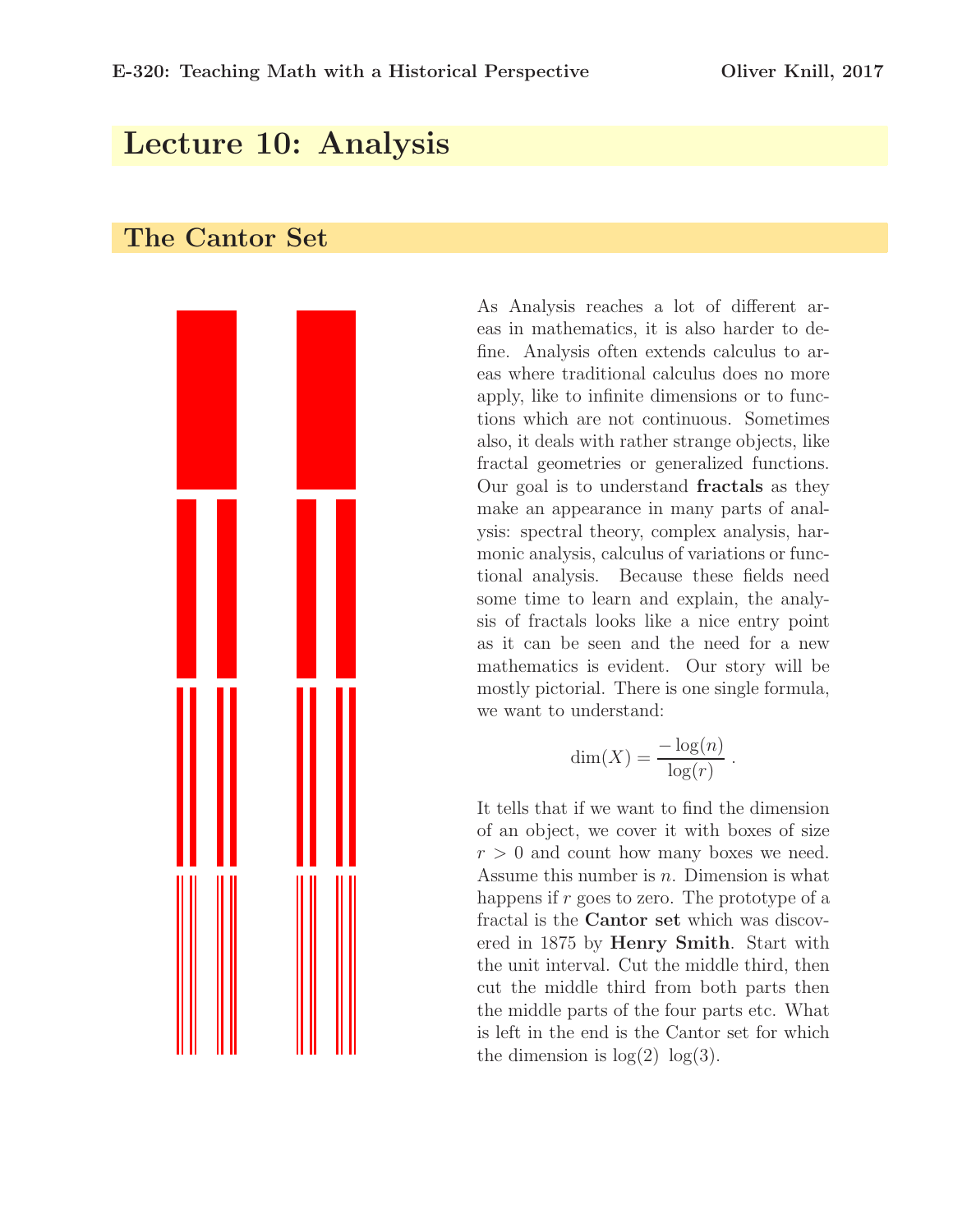# Lecture 10: Analysis

## The Cantor Set

As Analysis reaches a lot of different areas in mathematics, it is also harder to define. Analysis often extends calculus to areas where traditional calculus does no more apply, like to infinite dimensions or to functions which are not continuous. Sometimes also, it deals with rather strange objects, like fractal geometries or generalized functions. Our goal is to understand **fractals** as they make an appearance in many parts of analysis: spectral theory, complex analysis, harmonic analysis, calculus of variations or functional analysis. Because these fields need some time to learn and explain, the analysis of fractals looks like a nice entry point as it can be seen and the need for a new mathematics is evident. Our story will be mostly pictorial. There is one single formula, we want to understand:

$$\dim(X) = \frac{-\log(n)}{\log(r)} .$$

It tells that if we want to find the dimension of an object, we cover it with boxes of size $r > 0$ and count how many boxes we need. Assume this number is $n$. Dimension is what happens if $r$ goes to zero. The prototype of a fractal is the **Cantor set** which was discovered in 1875 by **Henry Smith**. Start with the unit interval. Cut the middle third, then cut the middle third from both parts then the middle parts of the four parts etc. What is left in the end is the Cantor set for which the dimension is $\log(2)$ $\log(3)$.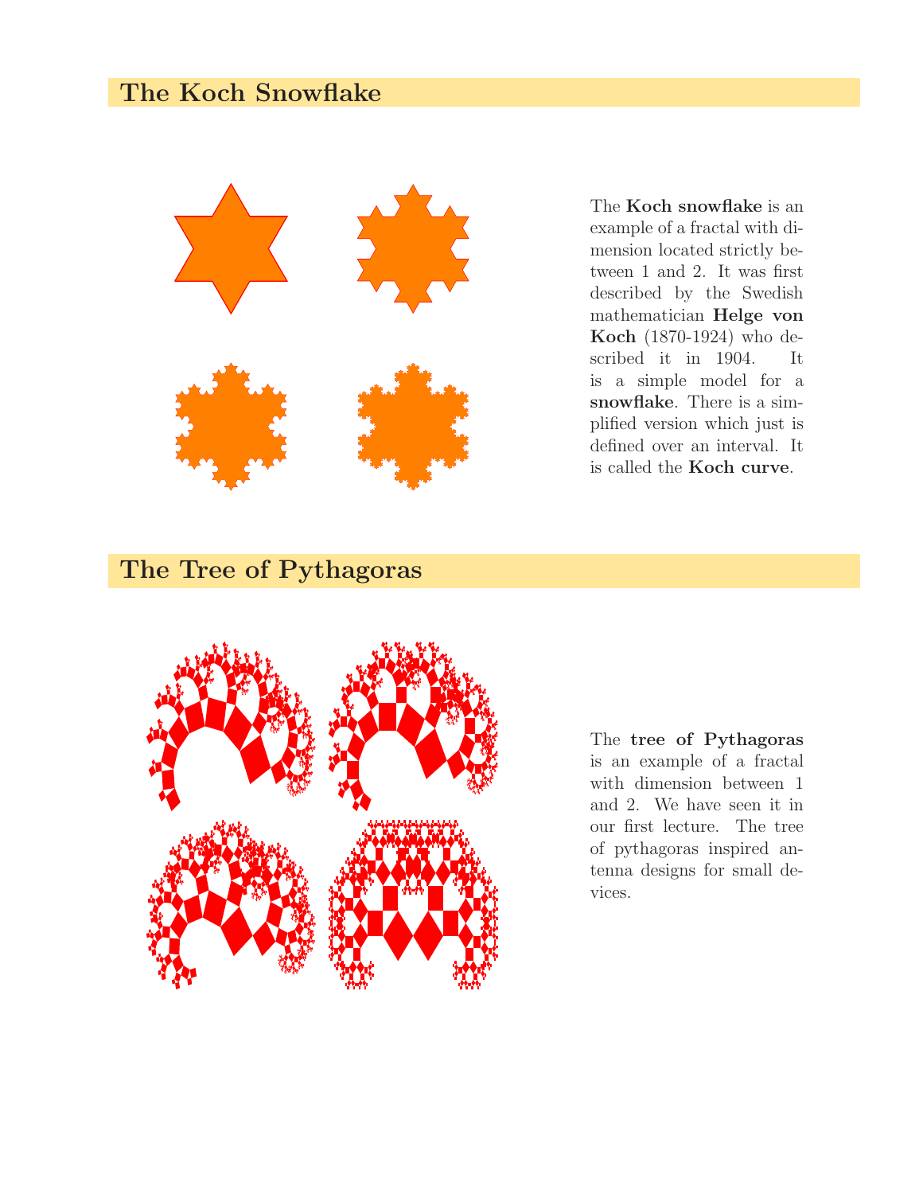## The Koch Snowflake

The **Koch snowflake** is an example of a fractal with dimension located strictly between 1 and 2. It was first described by the Swedish mathematician **Helge von Koch** (1870-1924) who described it in 1904. It is a simple model for a **snowflake**. There is a simplified version which just is defined over an interval. It is called the **Koch curve**.

## The Tree of Pythagoras

The **tree of Pythagoras** is an example of a fractal with dimension between 1 and 2. We have seen it in our first lecture. The tree of pythagoras inspired antenna designs for small devices.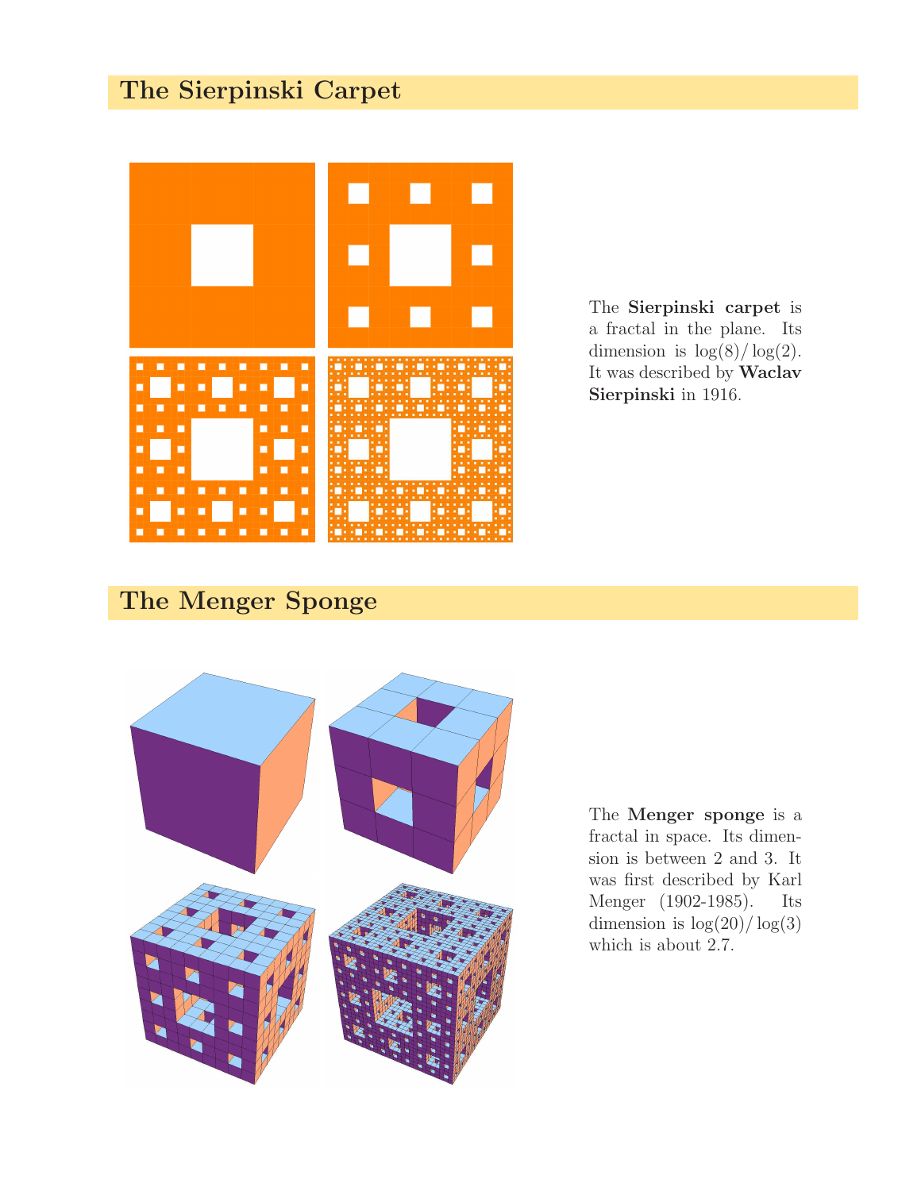## The Sierpinski Carpet

The **Sierpinski carpet** is a fractal in the plane. Its dimension is $\log(8)/\log(2)$. It was described by **Waclav Sierpinski** in 1916.

## The Menger Sponge

The **Menger sponge** is a fractal in space. Its dimension is between 2 and 3. It was first described by Karl Menger (1902-1985). Its dimension is $\log(20)/\log(3)$ which is about 2.7.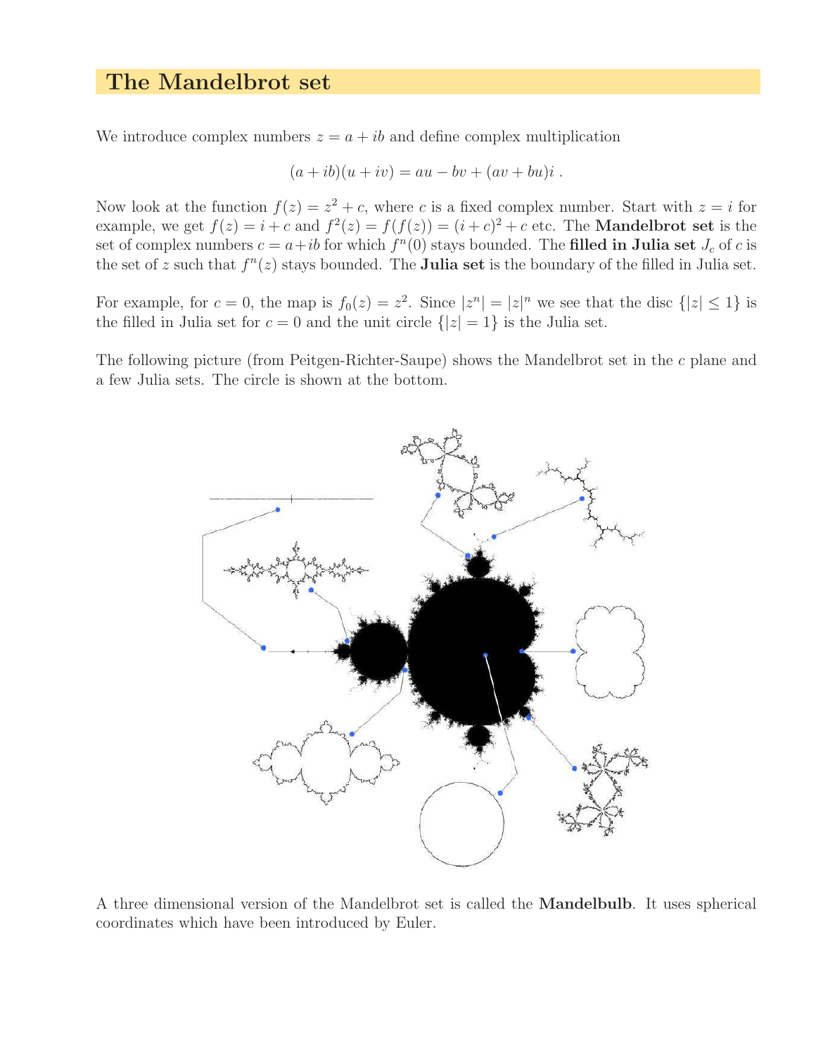## The Mandelbrot set

We introduce complex numbers $z = a + ib$ and define complex multiplication

$$(a + ib)(u + iv) = au - bv + (av + bu)i \, .$$

Now look at the function $f(z) = z^2 + c$, where $c$ is a fixed complex number. Start with $z = i$ for example, we get $f(z) = i + c$ and $f^2(z) = f(f(z)) = (i + c)^2 + c$ etc. The **Mandelbrot set** is the set of complex numbers $c = a+ib$ for which $f^n(0)$ stays bounded. The **filled in Julia set** $J_c$ of $c$ is the set of $z$ such that $f^n(z)$ stays bounded. The **Julia set** is the boundary of the filled in Julia set.

For example, for $c = 0$, the map is $f_0(z) = z^2$. Since $|z^n| = |z|^n$ we see that the disc $\{|z| \leq 1\}$ is the filled in Julia set for $c = 0$ and the unit circle $\{|z| = 1\}$ is the Julia set.

The following picture (from Peitgen-Richter-Saupe) shows the Mandelbrot set in the $c$ plane and a few Julia sets. The circle is shown at the bottom.

A three dimensional version of the Mandelbrot set is called the **Mandelbulb**. It uses spherical coordinates which have been introduced by Euler.